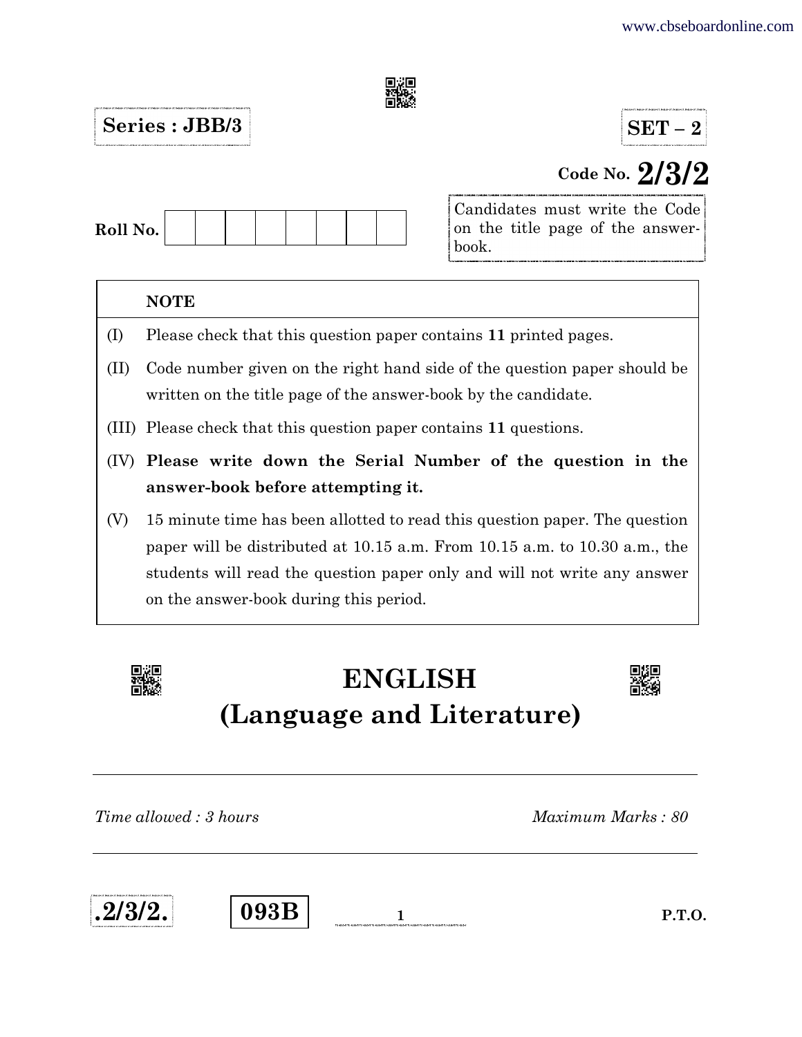**Series : JBB/3**

**SET – 2**

**Code No. 2/3/2**

**Roll No.** | | | | | | | | |

Candidates must write the Code on the title page of the answer-book.

| | **NOTE** |
|---|---|
| (I) | Please check that this question paper contains **11** printed pages. |
| (II) | Code number given on the right hand side of the question paper should be written on the title page of the answer-book by the candidate. |
| (III) | Please check that this question paper contains **11** questions. |
| (IV) | **Please write down the Serial Number of the question in the answer-book before attempting it.** |
| (V) | 15 minute time has been allotted to read this question paper. The question paper will be distributed at 10.15 a.m. From 10.15 a.m. to 10.30 a.m., the students will read the question paper only and will not write any answer on the answer-book during this period. |

# ENGLISH
# (Language and Literature)

*Time allowed : 3 hours* | *Maximum Marks : 80*

**.2/3/2.** **093B**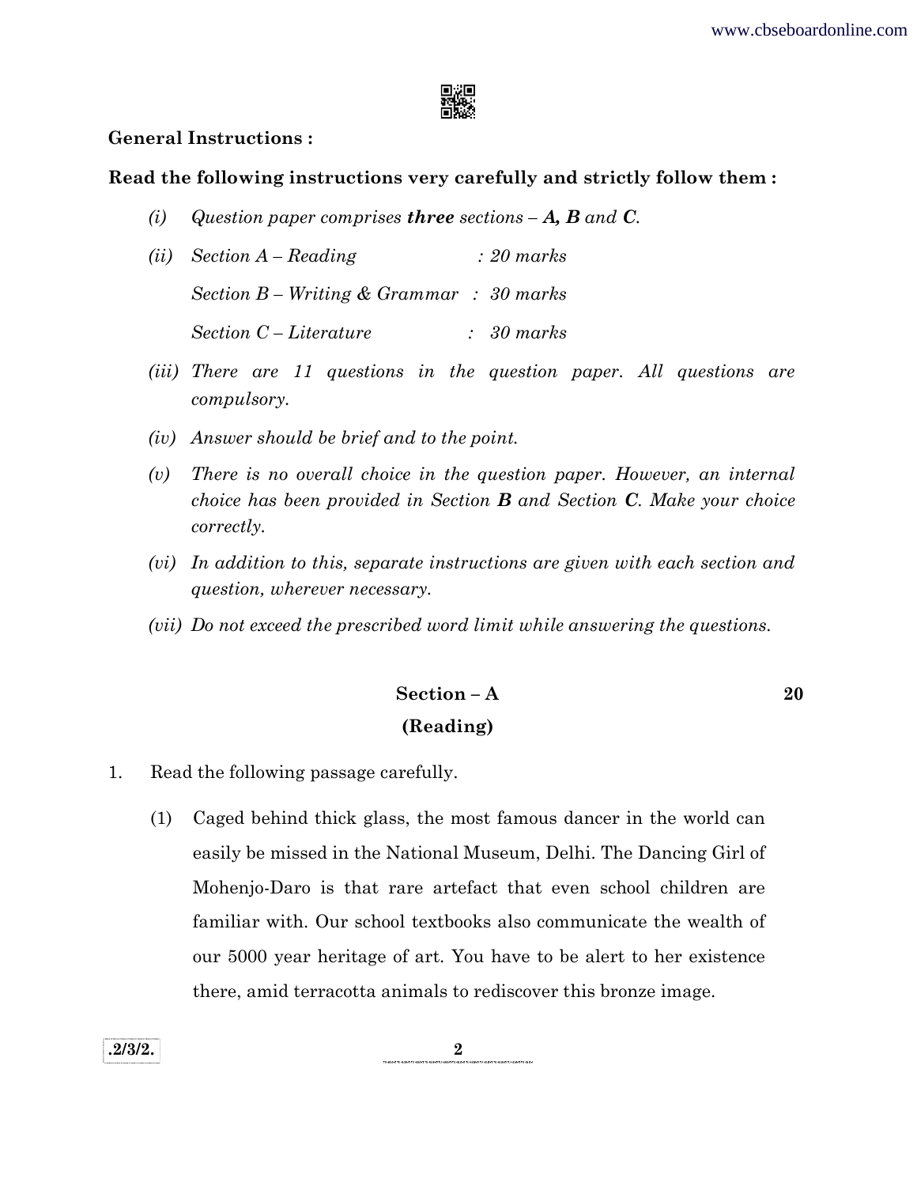**General Instructions :**

**Read the following instructions very carefully and strictly follow them :**

*(i)* *Question paper comprises* ***three*** *sections –* ***A, B*** *and* ***C****.*

*(ii)* *Section A – Reading : 20 marks*

*Section B – Writing & Grammar : 30 marks*

*Section C – Literature : 30 marks*

*(iii)* *There are 11 questions in the question paper. All questions are compulsory.*

*(iv)* *Answer should be brief and to the point.*

*(v)* *There is no overall choice in the question paper. However, an internal choice has been provided in Section* ***B*** *and Section* ***C****. Make your choice correctly.*

*(vi)* *In addition to this, separate instructions are given with each section and question, wherever necessary.*

*(vii)* *Do not exceed the prescribed word limit while answering the questions.*

## Section – A 20

## (Reading)

1. Read the following passage carefully.

(1) Caged behind thick glass, the most famous dancer in the world can easily be missed in the National Museum, Delhi. The Dancing Girl of Mohenjo-Daro is that rare artefact that even school children are familiar with. Our school textbooks also communicate the wealth of our 5000 year heritage of art. You have to be alert to her existence there, amid terracotta animals to rediscover this bronze image.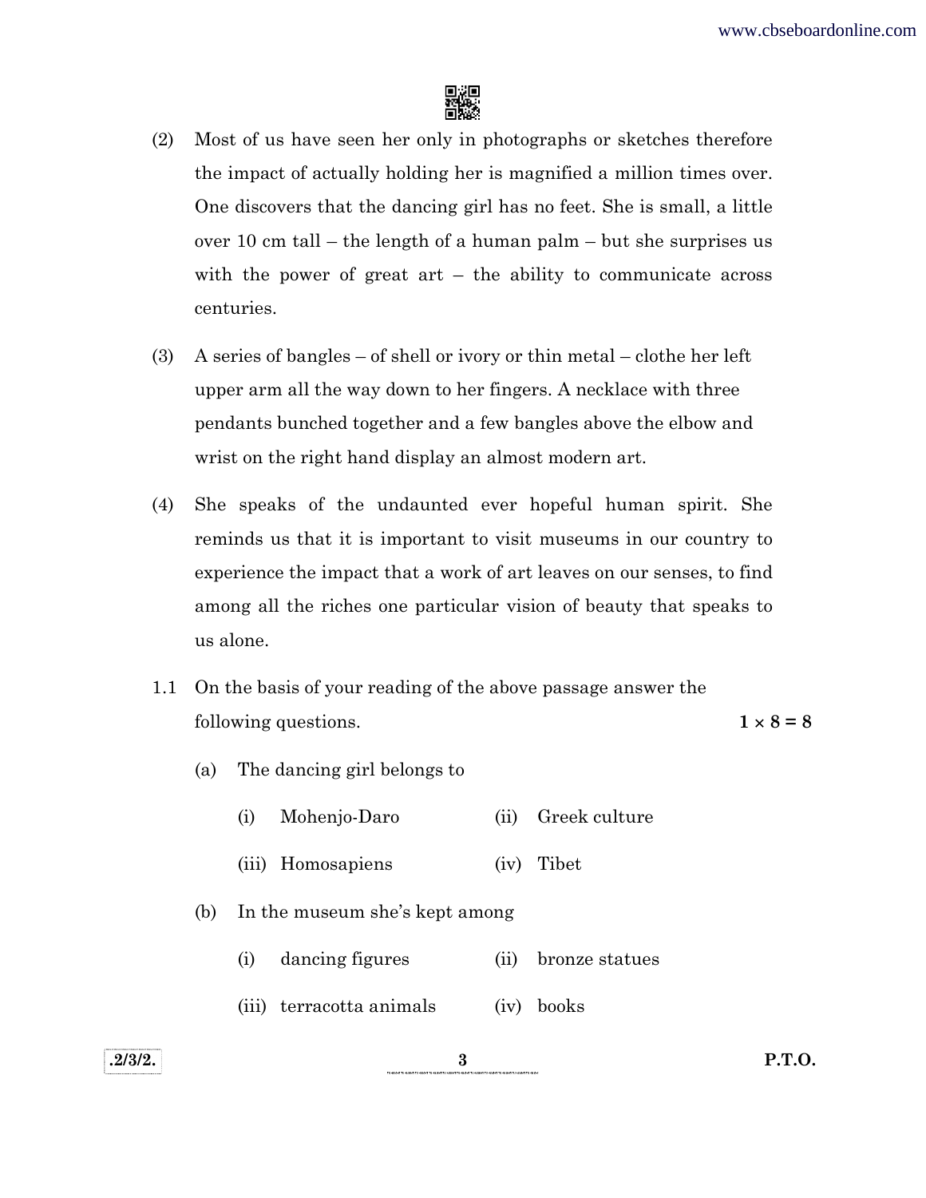(2) Most of us have seen her only in photographs or sketches therefore the impact of actually holding her is magnified a million times over. One discovers that the dancing girl has no feet. She is small, a little over 10 cm tall – the length of a human palm – but she surprises us with the power of great art – the ability to communicate across centuries.

(3) A series of bangles – of shell or ivory or thin metal – clothe her left upper arm all the way down to her fingers. A necklace with three pendants bunched together and a few bangles above the elbow and wrist on the right hand display an almost modern art.

(4) She speaks of the undaunted ever hopeful human spirit. She reminds us that it is important to visit museums in our country to experience the impact that a work of art leaves on our senses, to find among all the riches one particular vision of beauty that speaks to us alone.

1.1 On the basis of your reading of the above passage answer the following questions. **1 × 8 = 8**

(a) The dancing girl belongs to

(i) Mohenjo-Daro (ii) Greek culture

(iii) Homosapiens (iv) Tibet

(b) In the museum she's kept among

(i) dancing figures (ii) bronze statues

(iii) terracotta animals (iv) books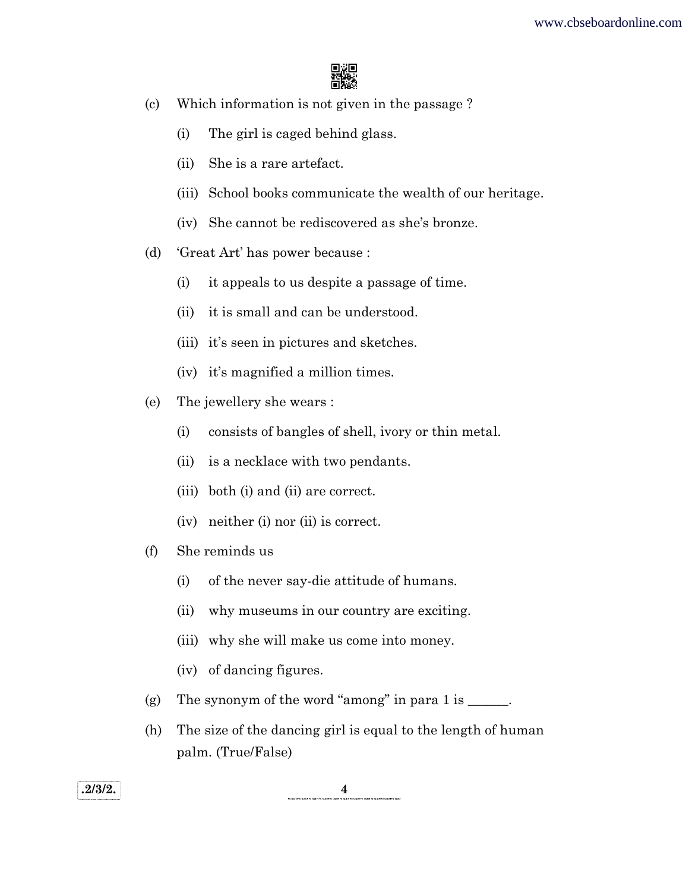(c) Which information is not given in the passage ?

   (i) The girl is caged behind glass.

   (ii) She is a rare artefact.

   (iii) School books communicate the wealth of our heritage.

   (iv) She cannot be rediscovered as she's bronze.

(d) 'Great Art' has power because :

   (i) it appeals to us despite a passage of time.

   (ii) it is small and can be understood.

   (iii) it's seen in pictures and sketches.

   (iv) it's magnified a million times.

(e) The jewellery she wears :

   (i) consists of bangles of shell, ivory or thin metal.

   (ii) is a necklace with two pendants.

   (iii) both (i) and (ii) are correct.

   (iv) neither (i) nor (ii) is correct.

(f) She reminds us

   (i) of the never say-die attitude of humans.

   (ii) why museums in our country are exciting.

   (iii) why she will make us come into money.

   (iv) of dancing figures.

(g) The synonym of the word "among" in para 1 is ______.

(h) The size of the dancing girl is equal to the length of human palm. (True/False)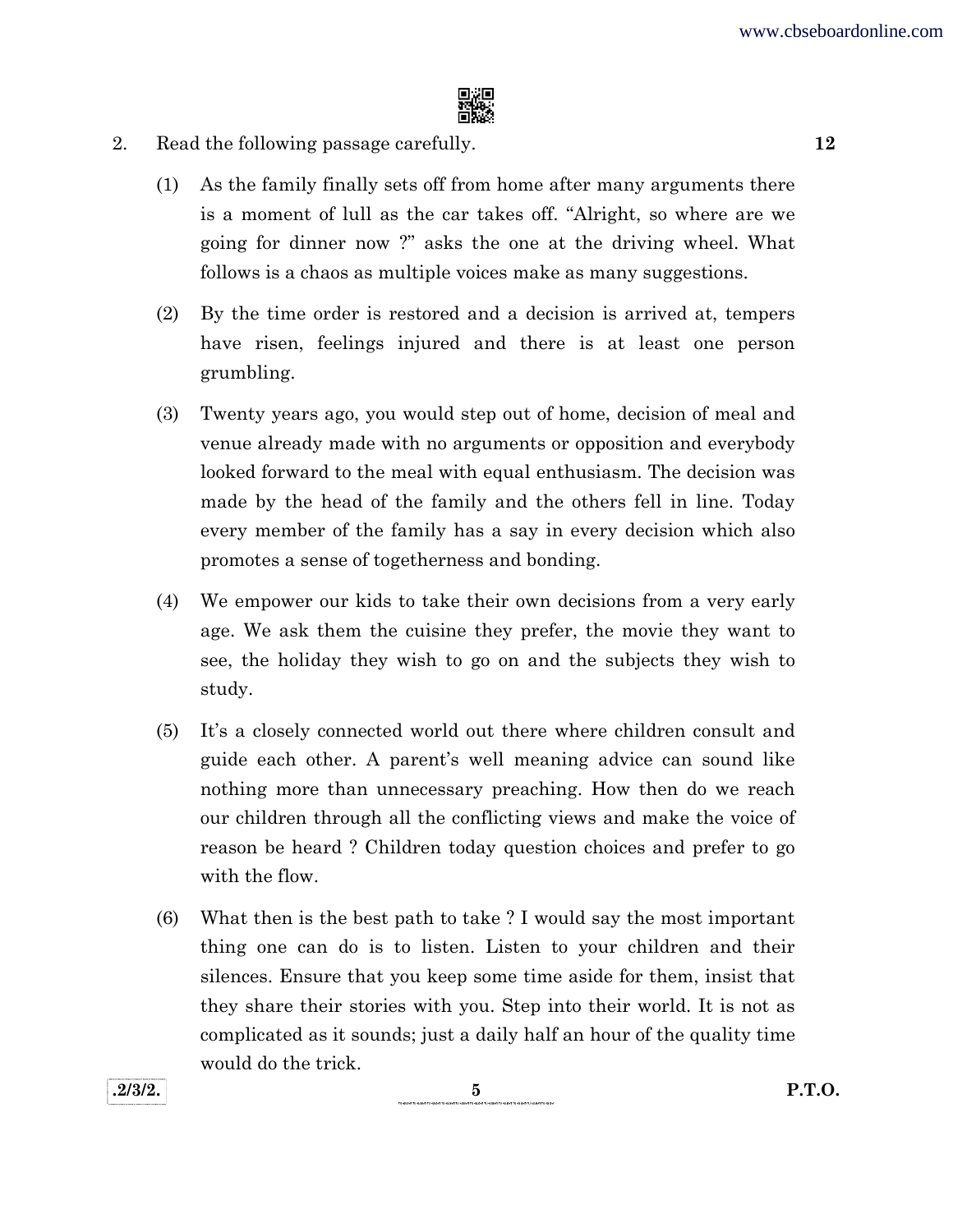2. Read the following passage carefully. **12**

(1) As the family finally sets off from home after many arguments there is a moment of lull as the car takes off. "Alright, so where are we going for dinner now ?" asks the one at the driving wheel. What follows is a chaos as multiple voices make as many suggestions.

(2) By the time order is restored and a decision is arrived at, tempers have risen, feelings injured and there is at least one person grumbling.

(3) Twenty years ago, you would step out of home, decision of meal and venue already made with no arguments or opposition and everybody looked forward to the meal with equal enthusiasm. The decision was made by the head of the family and the others fell in line. Today every member of the family has a say in every decision which also promotes a sense of togetherness and bonding.

(4) We empower our kids to take their own decisions from a very early age. We ask them the cuisine they prefer, the movie they want to see, the holiday they wish to go on and the subjects they wish to study.

(5) It's a closely connected world out there where children consult and guide each other. A parent's well meaning advice can sound like nothing more than unnecessary preaching. How then do we reach our children through all the conflicting views and make the voice of reason be heard ? Children today question choices and prefer to go with the flow.

(6) What then is the best path to take ? I would say the most important thing one can do is to listen. Listen to your children and their silences. Ensure that you keep some time aside for them, insist that they share their stories with you. Step into their world. It is not as complicated as it sounds; just a daily half an hour of the quality time would do the trick.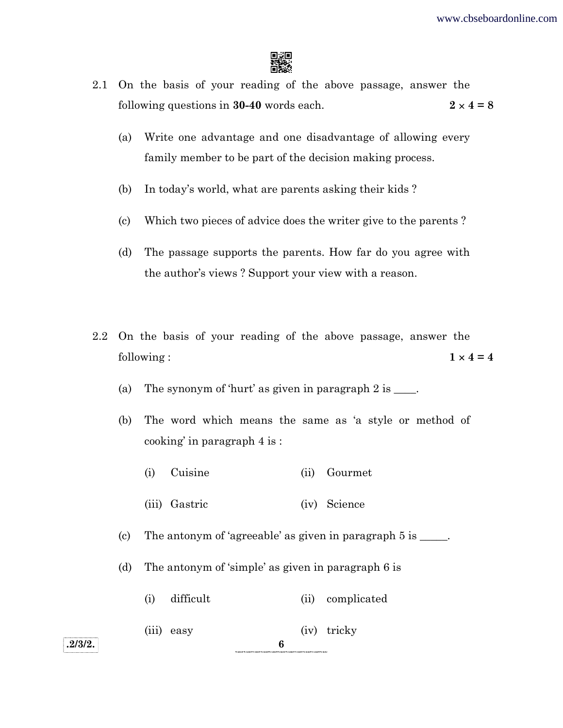2.1 On the basis of your reading of the above passage, answer the following questions in **30-40** words each. **2 × 4 = 8**

(a) Write one advantage and one disadvantage of allowing every family member to be part of the decision making process.

(b) In today's world, what are parents asking their kids ?

(c) Which two pieces of advice does the writer give to the parents ?

(d) The passage supports the parents. How far do you agree with the author's views ? Support your view with a reason.

2.2 On the basis of your reading of the above passage, answer the following : **1 × 4 = 4**

(a) The synonym of 'hurt' as given in paragraph 2 is ____.

(b) The word which means the same as 'a style or method of cooking' in paragraph 4 is :

(i) Cuisine (ii) Gourmet

(iii) Gastric (iv) Science

(c) The antonym of 'agreeable' as given in paragraph 5 is _____.

(d) The antonym of 'simple' as given in paragraph 6 is

(i) difficult (ii) complicated

(iii) easy (iv) tricky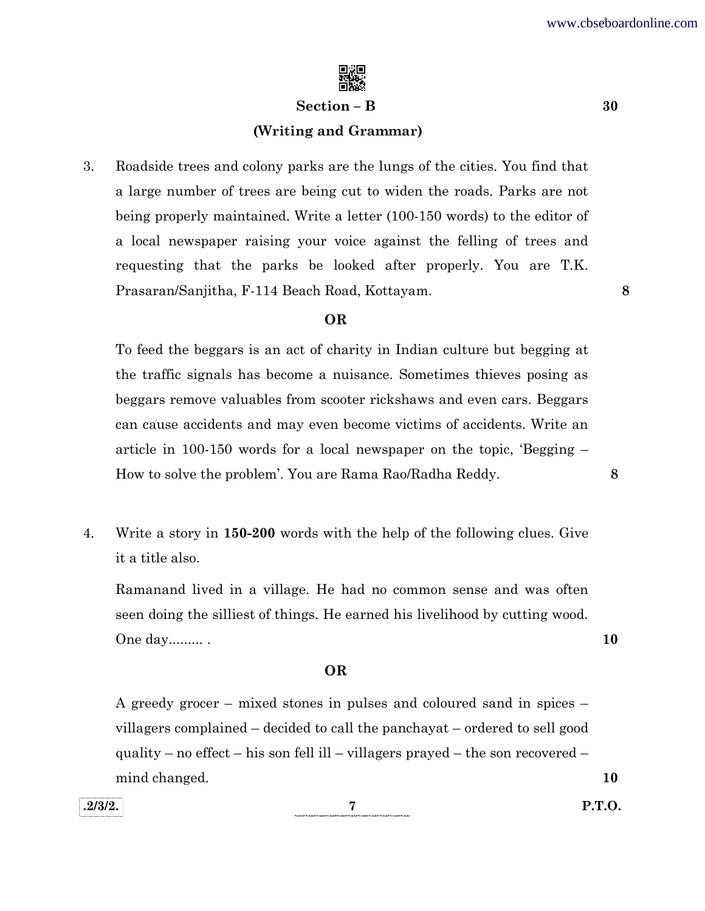## Section – B **30**

### (Writing and Grammar)

3. Roadside trees and colony parks are the lungs of the cities. You find that a large number of trees are being cut to widen the roads. Parks are not being properly maintained. Write a letter (100-150 words) to the editor of a local newspaper raising your voice against the felling of trees and requesting that the parks be looked after properly. You are T.K. Prasaran/Sanjitha, F-114 Beach Road, Kottayam. **8**

**OR**

To feed the beggars is an act of charity in Indian culture but begging at the traffic signals has become a nuisance. Sometimes thieves posing as beggars remove valuables from scooter rickshaws and even cars. Beggars can cause accidents and may even become victims of accidents. Write an article in 100-150 words for a local newspaper on the topic, 'Begging – How to solve the problem'. You are Rama Rao/Radha Reddy. **8**

4. Write a story in **150-200** words with the help of the following clues. Give it a title also.

Ramanand lived in a village. He had no common sense and was often seen doing the silliest of things. He earned his livelihood by cutting wood. One day......... . **10**

**OR**

A greedy grocer – mixed stones in pulses and coloured sand in spices – villagers complained – decided to call the panchayat – ordered to sell good quality – no effect – his son fell ill – villagers prayed – the son recovered – mind changed. **10**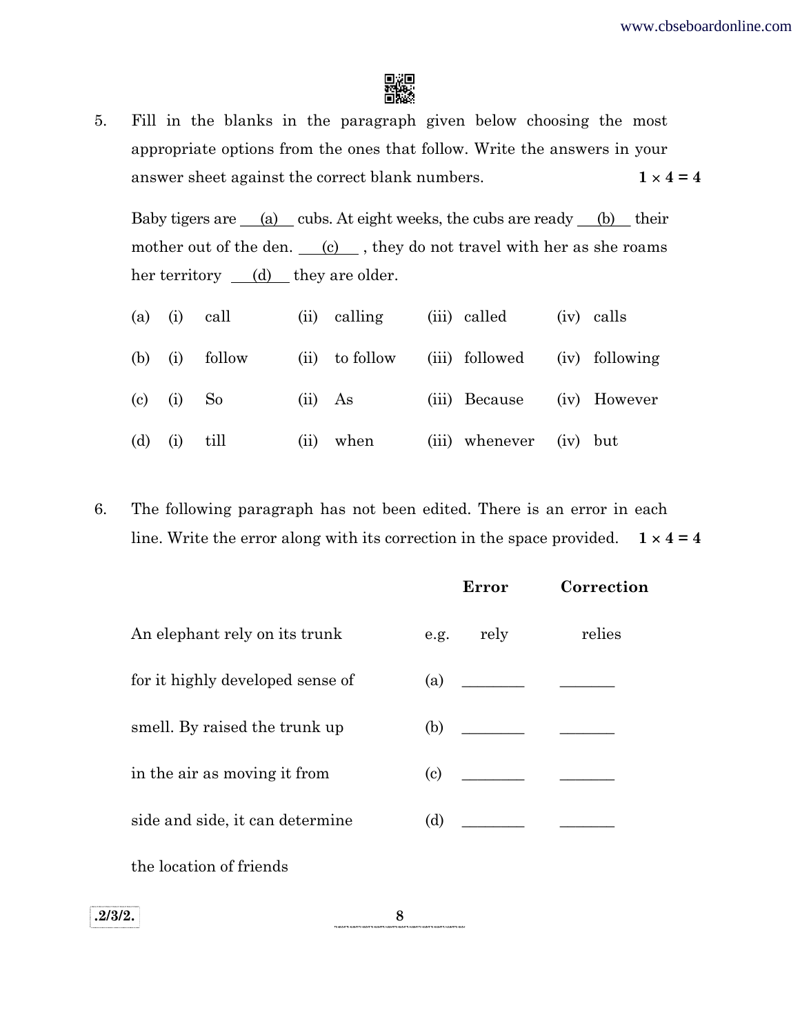5. Fill in the blanks in the paragraph given below choosing the most appropriate options from the ones that follow. Write the answers in your answer sheet against the correct blank numbers. **1 × 4 = 4**

Baby tigers are ___(a)___ cubs. At eight weeks, the cubs are ready ___(b)___ their mother out of the den. ___(c)___ , they do not travel with her as she roams her territory ___(d)___ they are older.

| | | | | |
|---|---|---|---|---|
| (a) | (i) call | (ii) calling | (iii) called | (iv) calls |
| (b) | (i) follow | (ii) to follow | (iii) followed | (iv) following |
| (c) | (i) So | (ii) As | (iii) Because | (iv) However |
| (d) | (i) till | (ii) when | (iii) whenever | (iv) but |

6. The following paragraph has not been edited. There is an error in each line. Write the error along with its correction in the space provided. **1 × 4 = 4**

| | | **Error** | **Correction** |
|---|---|---|---|
| An elephant rely on its trunk | e.g. | rely | relies |
| for it highly developed sense of | (a) | ________ | ________ |
| smell. By raised the trunk up | (b) | ________ | ________ |
| in the air as moving it from | (c) | ________ | ________ |
| side and side, it can determine | (d) | ________ | ________ |
| the location of friends | | | |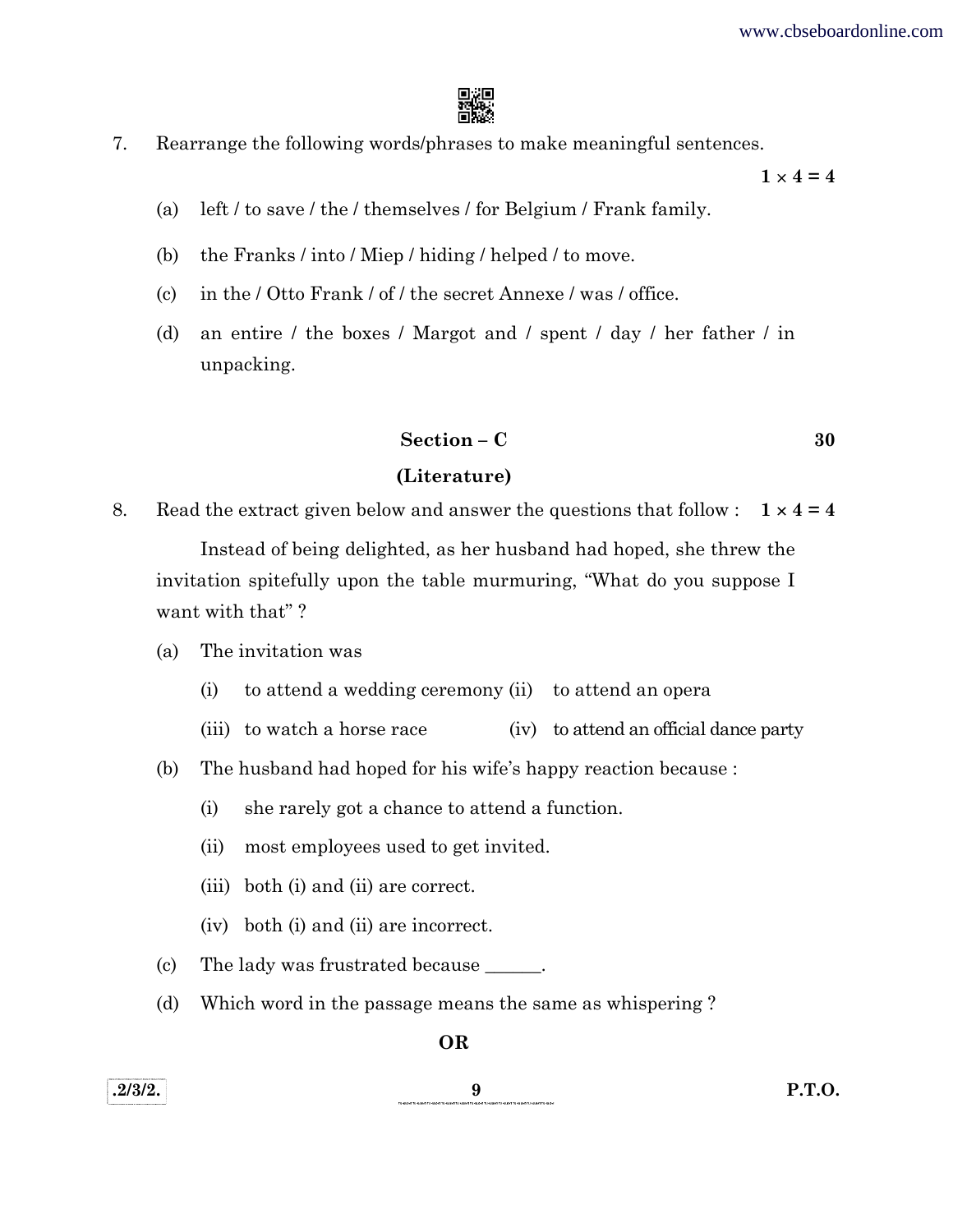7. Rearrange the following words/phrases to make meaningful sentences.

**1 × 4 = 4**

(a) left / to save / the / themselves / for Belgium / Frank family.

(b) the Franks / into / Miep / hiding / helped / to move.

(c) in the / Otto Frank / of / the secret Annexe / was / office.

(d) an entire / the boxes / Margot and / spent / day / her father / in unpacking.

## Section – C **30**

### (Literature)

8. Read the extract given below and answer the questions that follow : **1 × 4 = 4**

Instead of being delighted, as her husband had hoped, she threw the invitation spitefully upon the table murmuring, "What do you suppose I want with that" ?

(a) The invitation was

(i) to attend a wedding ceremony (ii) to attend an opera

(iii) to watch a horse race (iv) to attend an official dance party

(b) The husband had hoped for his wife's happy reaction because :

(i) she rarely got a chance to attend a function.

(ii) most employees used to get invited.

(iii) both (i) and (ii) are correct.

(iv) both (i) and (ii) are incorrect.

(c) The lady was frustrated because ______.

(d) Which word in the passage means the same as whispering ?

**OR**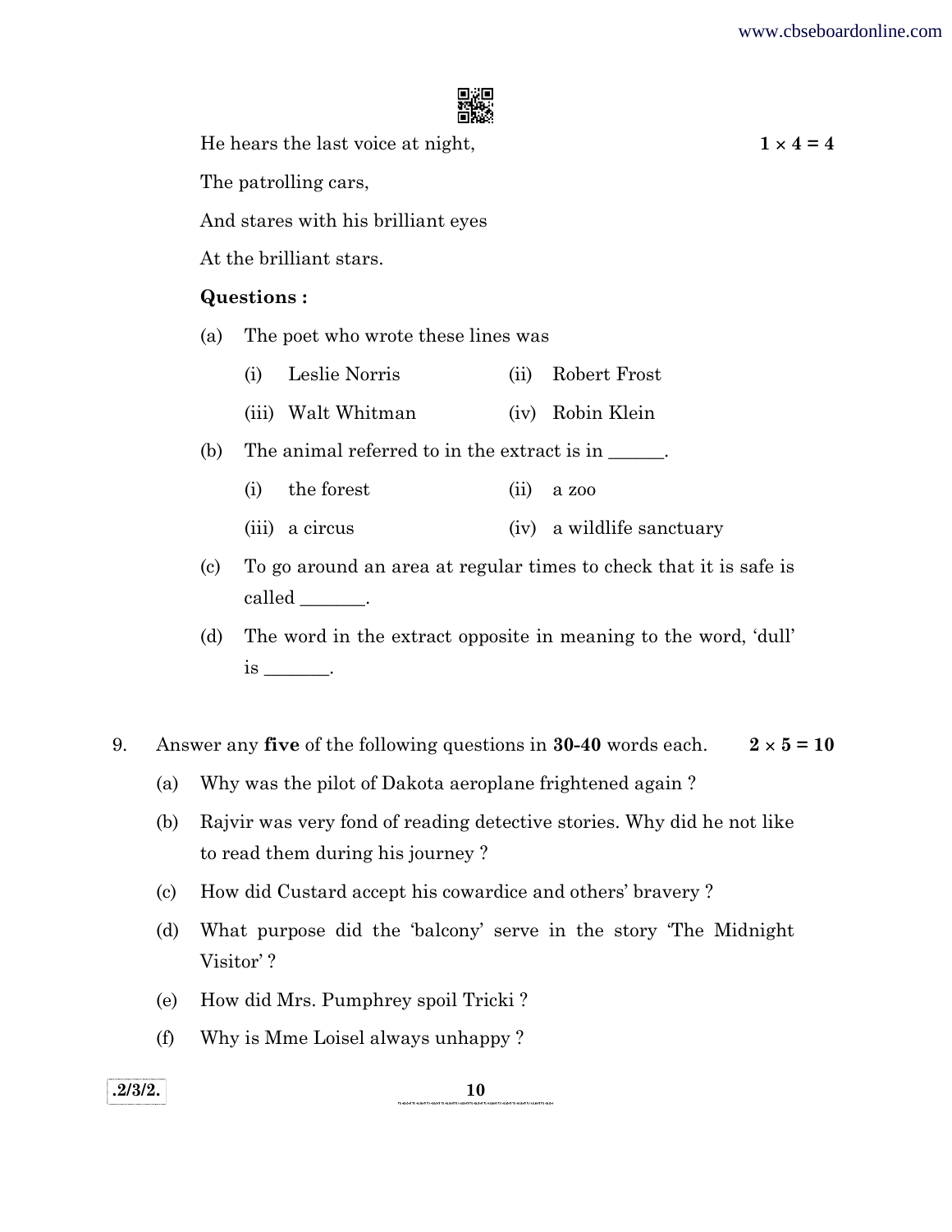He hears the last voice at night, **1 × 4 = 4**

The patrolling cars,

And stares with his brilliant eyes

At the brilliant stars.

**Questions :**

(a) The poet who wrote these lines was

(i) Leslie Norris (ii) Robert Frost

(iii) Walt Whitman (iv) Robin Klein

(b) The animal referred to in the extract is in ______.

(i) the forest (ii) a zoo

(iii) a circus (iv) a wildlife sanctuary

(c) To go around an area at regular times to check that it is safe is called _______.

(d) The word in the extract opposite in meaning to the word, 'dull' is _______.

9. Answer any **five** of the following questions in **30-40** words each. **2 × 5 = 10**

(a) Why was the pilot of Dakota aeroplane frightened again ?

(b) Rajvir was very fond of reading detective stories. Why did he not like to read them during his journey ?

(c) How did Custard accept his cowardice and others' bravery ?

(d) What purpose did the 'balcony' serve in the story 'The Midnight Visitor' ?

(e) How did Mrs. Pumphrey spoil Tricki ?

(f) Why is Mme Loisel always unhappy ?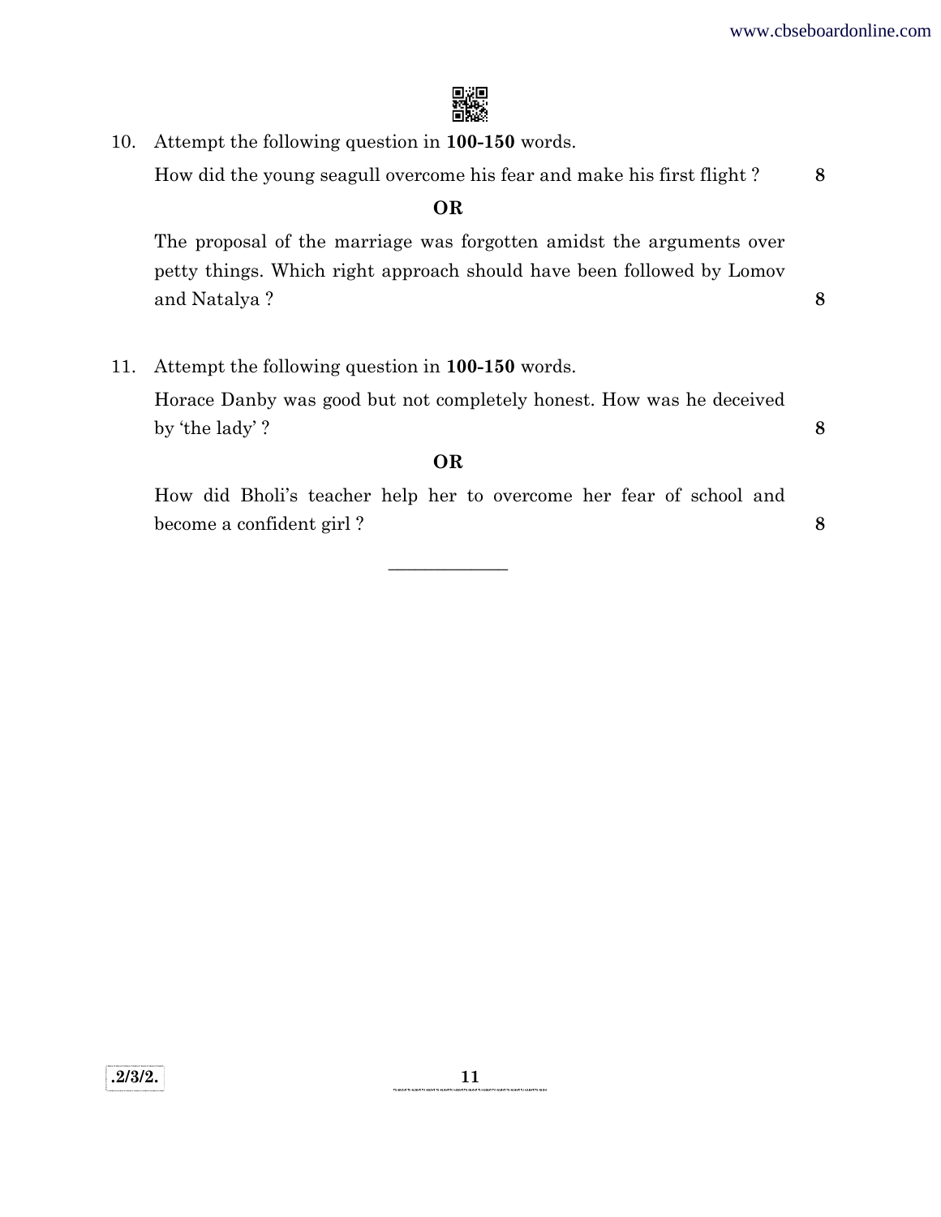10. Attempt the following question in **100-150** words.

    How did the young seagull overcome his fear and make his first flight ? **8**

    **OR**

    The proposal of the marriage was forgotten amidst the arguments over petty things. Which right approach should have been followed by Lomov and Natalya ? **8**

11. Attempt the following question in **100-150** words.

    Horace Danby was good but not completely honest. How was he deceived by 'the lady' ? **8**

    **OR**

    How did Bholi's teacher help her to overcome her fear of school and become a confident girl ? **8**

---